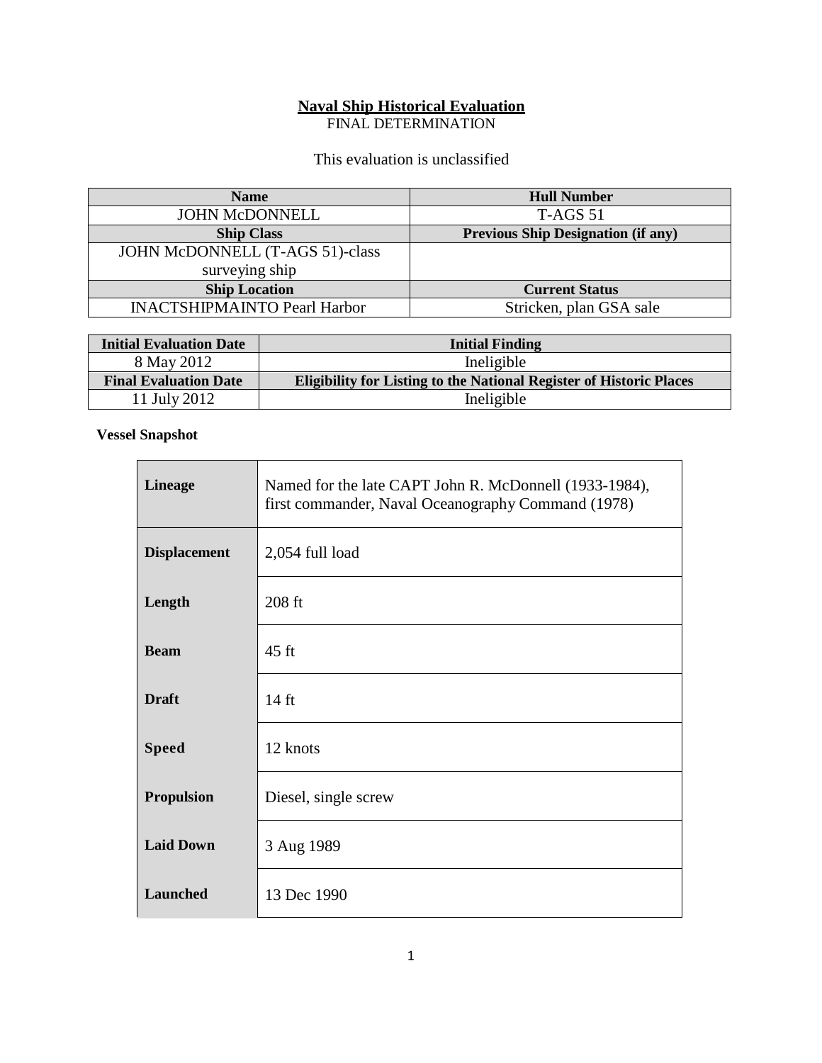# Naval Ship Historical Evaluation

FINAL DETERMINATION

This evaluation is unclassified

| Name | Hull Number |
| --- | --- |
| JOHN McDONNELL | T-AGS 51 |
| **Ship Class** | **Previous Ship Designation (if any)** |
| JOHN McDONNELL (T-AGS 51)-class surveying ship | |
| **Ship Location** | **Current Status** |
| INACTSHIPMAINTO Pearl Harbor | Stricken, plan GSA sale |

| Initial Evaluation Date | Initial Finding |
| --- | --- |
| 8 May 2012 | Ineligible |
| **Final Evaluation Date** | **Eligibility for Listing to the National Register of Historic Places** |
| 11 July 2012 | Ineligible |

**Vessel Snapshot**

| | |
| --- | --- |
| **Lineage** | Named for the late CAPT John R. McDonnell (1933-1984), first commander, Naval Oceanography Command (1978) |
| **Displacement** | 2,054 full load |
| **Length** | 208 ft |
| **Beam** | 45 ft |
| **Draft** | 14 ft |
| **Speed** | 12 knots |
| **Propulsion** | Diesel, single screw |
| **Laid Down** | 3 Aug 1989 |
| **Launched** | 13 Dec 1990 |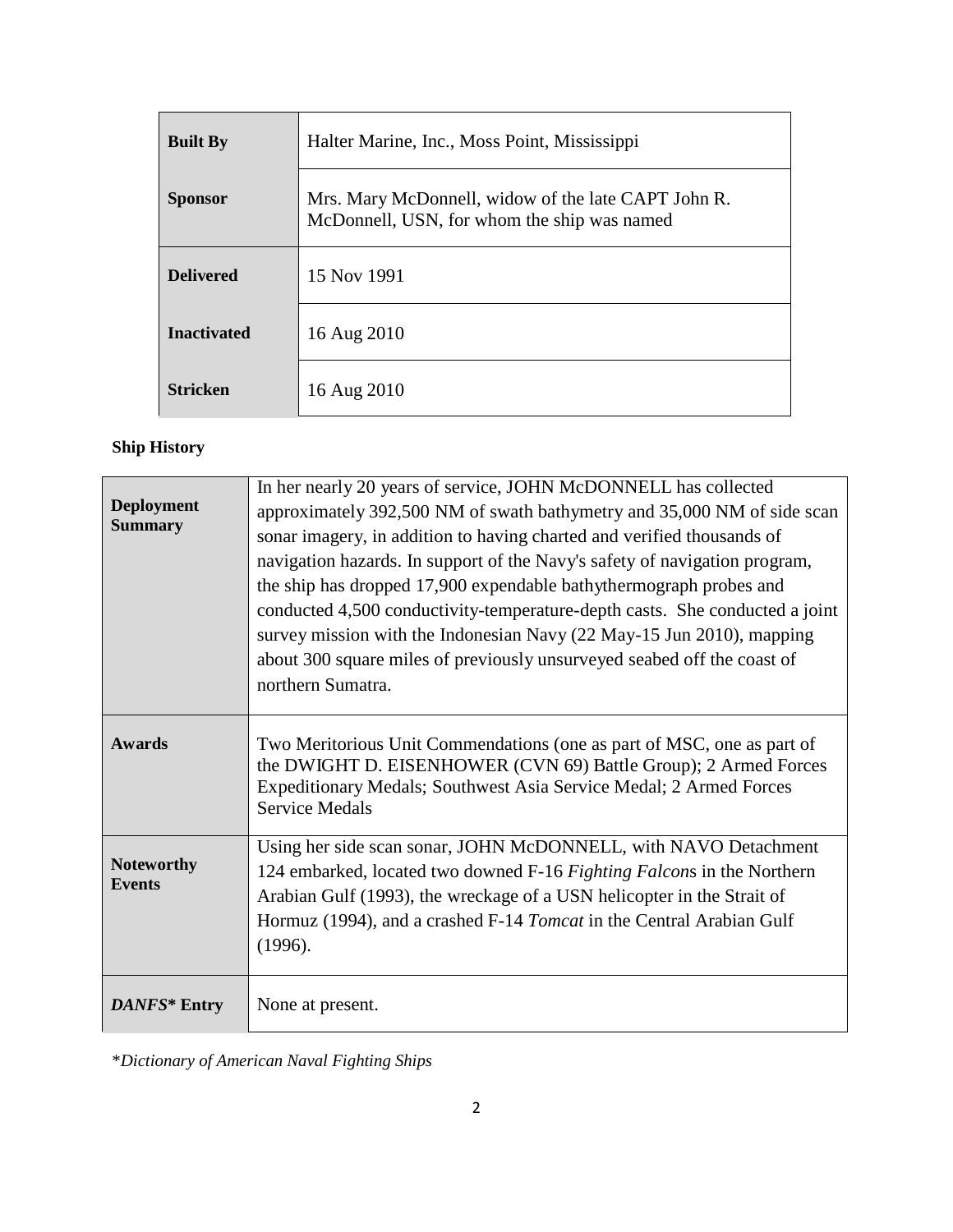| | |
|---|---|
| **Built By** | Halter Marine, Inc., Moss Point, Mississippi |
| **Sponsor** | Mrs. Mary McDonnell, widow of the late CAPT John R. McDonnell, USN, for whom the ship was named |
| **Delivered** | 15 Nov 1991 |
| **Inactivated** | 16 Aug 2010 |
| **Stricken** | 16 Aug 2010 |

**Ship History**

| | |
|---|---|
| **Deployment Summary** | In her nearly 20 years of service, JOHN McDONNELL has collected approximately 392,500 NM of swath bathymetry and 35,000 NM of side scan sonar imagery, in addition to having charted and verified thousands of navigation hazards. In support of the Navy's safety of navigation program, the ship has dropped 17,900 expendable bathythermograph probes and conducted 4,500 conductivity-temperature-depth casts. She conducted a joint survey mission with the Indonesian Navy (22 May-15 Jun 2010), mapping about 300 square miles of previously unsurveyed seabed off the coast of northern Sumatra. |
| **Awards** | Two Meritorious Unit Commendations (one as part of MSC, one as part of the DWIGHT D. EISENHOWER (CVN 69) Battle Group); 2 Armed Forces Expeditionary Medals; Southwest Asia Service Medal; 2 Armed Forces Service Medals |
| **Noteworthy Events** | Using her side scan sonar, JOHN McDONNELL, with NAVO Detachment 124 embarked, located two downed F-16 *Fighting Falcon*s in the Northern Arabian Gulf (1993), the wreckage of a USN helicopter in the Strait of Hormuz (1994), and a crashed F-14 *Tomcat* in the Central Arabian Gulf (1996). |
| ***DANFS*\* Entry** | None at present. |

*\*Dictionary of American Naval Fighting Ships*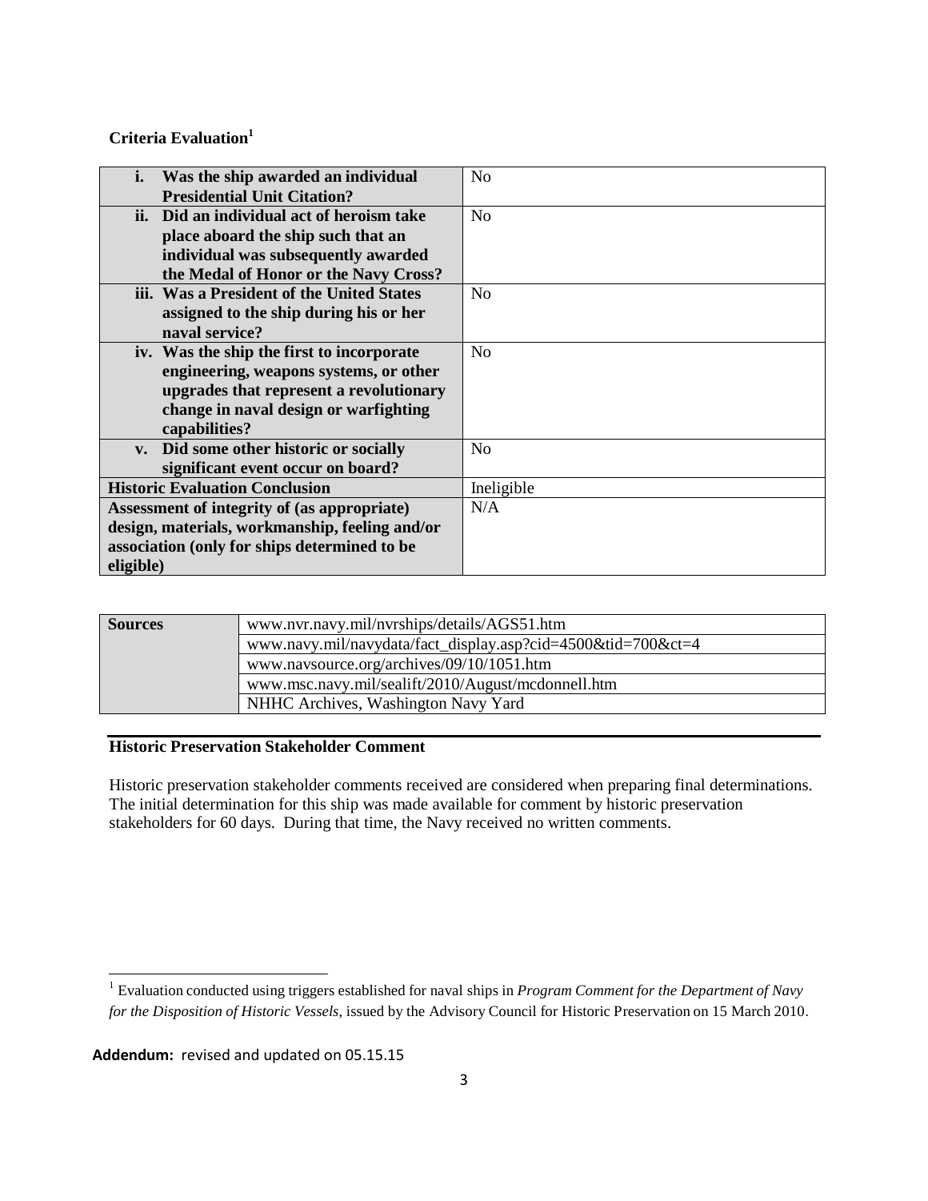**Criteria Evaluation**[1]

| | |
|---|---|
| **i. Was the ship awarded an individual Presidential Unit Citation?** | No |
| **ii. Did an individual act of heroism take place aboard the ship such that an individual was subsequently awarded the Medal of Honor or the Navy Cross?** | No |
| **iii. Was a President of the United States assigned to the ship during his or her naval service?** | No |
| **iv. Was the ship the first to incorporate engineering, weapons systems, or other upgrades that represent a revolutionary change in naval design or warfighting capabilities?** | No |
| **v. Did some other historic or socially significant event occur on board?** | No |
| **Historic Evaluation Conclusion** | Ineligible |
| **Assessment of integrity of (as appropriate) design, materials, workmanship, feeling and/or association (only for ships determined to be eligible)** | N/A |

| | |
|---|---|
| **Sources** | www.nvr.navy.mil/nvrships/details/AGS51.htm |
| | www.navy.mil/navydata/fact_display.asp?cid=4500&tid=700&ct=4 |
| | www.navsource.org/archives/09/10/1051.htm |
| | www.msc.navy.mil/sealift/2010/August/mcdonnell.htm |
| | NHHC Archives, Washington Navy Yard |

**Historic Preservation Stakeholder Comment**

Historic preservation stakeholder comments received are considered when preparing final determinations. The initial determination for this ship was made available for comment by historic preservation stakeholders for 60 days. During that time, the Navy received no written comments.

[1] Evaluation conducted using triggers established for naval ships in *Program Comment for the Department of Navy for the Disposition of Historic Vessels*, issued by the Advisory Council for Historic Preservation on 15 March 2010.

**Addendum:** revised and updated on 05.15.15